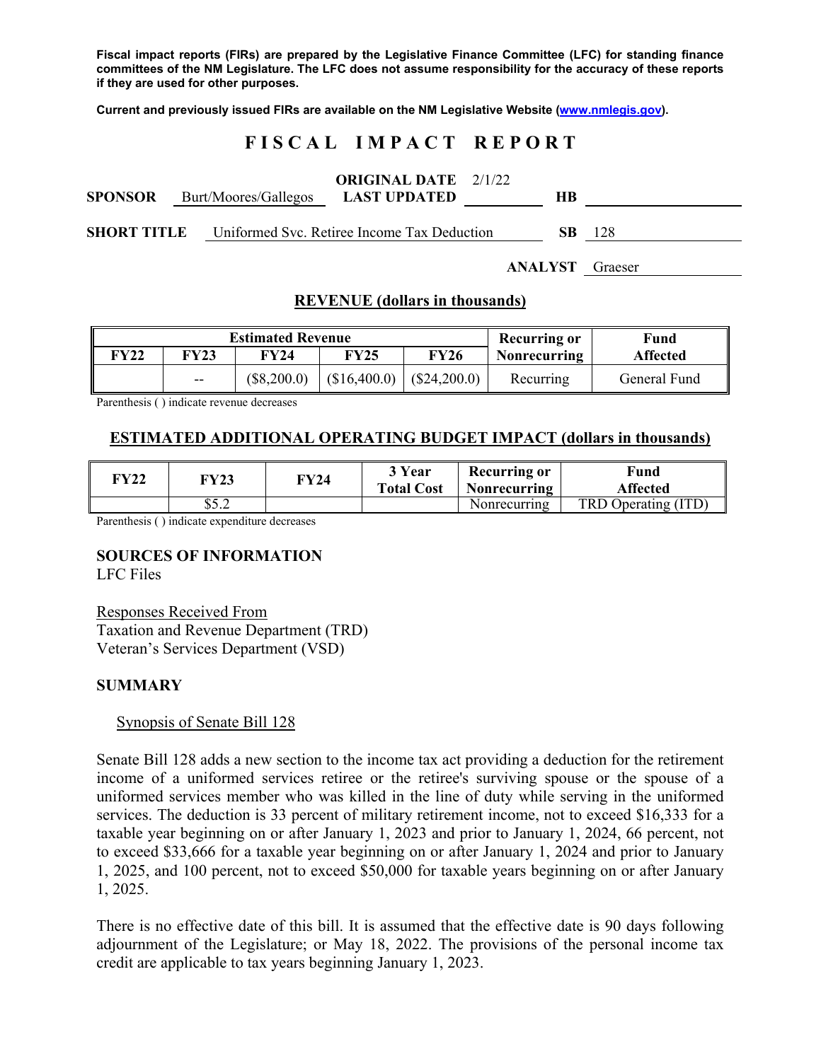**Fiscal impact reports (FIRs) are prepared by the Legislative Finance Committee (LFC) for standing finance committees of the NM Legislature. The LFC does not assume responsibility for the accuracy of these reports if they are used for other purposes.**

**Current and previously issued FIRs are available on the NM Legislative Website (www.nmlegis.gov).**

# F I S C A L   I M P A C T   R E P O R T

**SPONSOR** Burt/Moores/Gallegos  **ORIGINAL DATE** 2/1/22  **LAST UPDATED**  **HB**

**SHORT TITLE** Uniformed Svc. Retiree Income Tax Deduction  **SB** 128

**ANALYST** Graeser

## REVENUE (dollars in thousands)

| Estimated Revenue | | | | | Recurring or Nonrecurring | Fund Affected |
|---|---|---|---|---|---|---|
| FY22 | FY23 | FY24 | FY25 | FY26 | | |
| | -- | ($8,200.0) | ($16,400.0) | ($24,200.0) | Recurring | General Fund |

Parenthesis ( ) indicate revenue decreases

## ESTIMATED ADDITIONAL OPERATING BUDGET IMPACT (dollars in thousands)

| FY22 | FY23 | FY24 | 3 Year Total Cost | Recurring or Nonrecurring | Fund Affected |
|---|---|---|---|---|---|
| | $5.2 | | | Nonrecurring | TRD Operating (ITD) |

Parenthesis ( ) indicate expenditure decreases

**SOURCES OF INFORMATION**
LFC Files

Responses Received From
Taxation and Revenue Department (TRD)
Veteran's Services Department (VSD)

**SUMMARY**

Synopsis of Senate Bill 128

Senate Bill 128 adds a new section to the income tax act providing a deduction for the retirement income of a uniformed services retiree or the retiree's surviving spouse or the spouse of a uniformed services member who was killed in the line of duty while serving in the uniformed services. The deduction is 33 percent of military retirement income, not to exceed $16,333 for a taxable year beginning on or after January 1, 2023 and prior to January 1, 2024, 66 percent, not to exceed $33,666 for a taxable year beginning on or after January 1, 2024 and prior to January 1, 2025, and 100 percent, not to exceed $50,000 for taxable years beginning on or after January 1, 2025.

There is no effective date of this bill. It is assumed that the effective date is 90 days following adjournment of the Legislature; or May 18, 2022. The provisions of the personal income tax credit are applicable to tax years beginning January 1, 2023.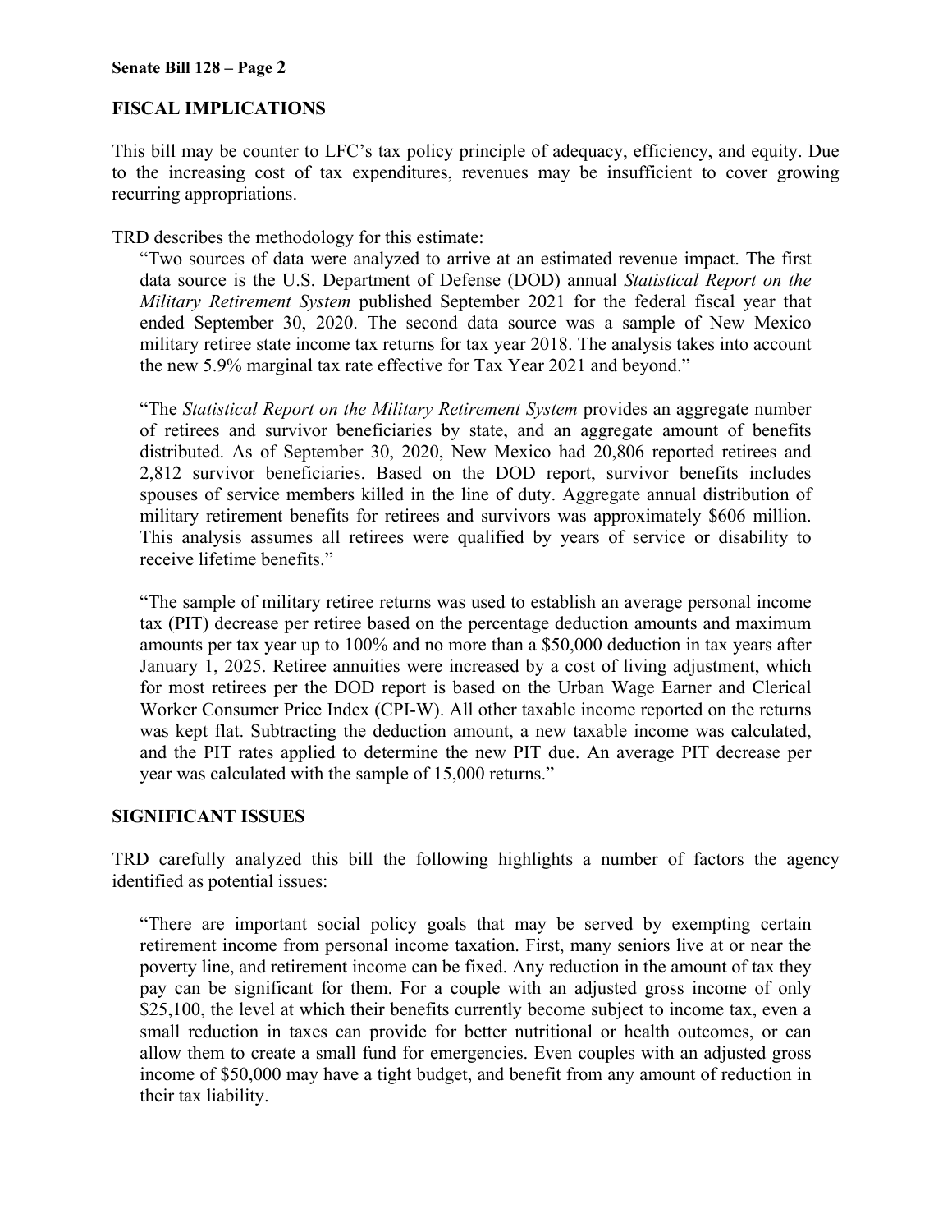## FISCAL IMPLICATIONS

This bill may be counter to LFC's tax policy principle of adequacy, efficiency, and equity. Due to the increasing cost of tax expenditures, revenues may be insufficient to cover growing recurring appropriations.

TRD describes the methodology for this estimate:

> "Two sources of data were analyzed to arrive at an estimated revenue impact. The first data source is the U.S. Department of Defense (DOD) annual *Statistical Report on the Military Retirement System* published September 2021 for the federal fiscal year that ended September 30, 2020. The second data source was a sample of New Mexico military retiree state income tax returns for tax year 2018. The analysis takes into account the new 5.9% marginal tax rate effective for Tax Year 2021 and beyond."
>
> "The *Statistical Report on the Military Retirement System* provides an aggregate number of retirees and survivor beneficiaries by state, and an aggregate amount of benefits distributed. As of September 30, 2020, New Mexico had 20,806 reported retirees and 2,812 survivor beneficiaries. Based on the DOD report, survivor benefits includes spouses of service members killed in the line of duty. Aggregate annual distribution of military retirement benefits for retirees and survivors was approximately $606 million. This analysis assumes all retirees were qualified by years of service or disability to receive lifetime benefits."
>
> "The sample of military retiree returns was used to establish an average personal income tax (PIT) decrease per retiree based on the percentage deduction amounts and maximum amounts per tax year up to 100% and no more than a $50,000 deduction in tax years after January 1, 2025. Retiree annuities were increased by a cost of living adjustment, which for most retirees per the DOD report is based on the Urban Wage Earner and Clerical Worker Consumer Price Index (CPI-W). All other taxable income reported on the returns was kept flat. Subtracting the deduction amount, a new taxable income was calculated, and the PIT rates applied to determine the new PIT due. An average PIT decrease per year was calculated with the sample of 15,000 returns."

## SIGNIFICANT ISSUES

TRD carefully analyzed this bill the following highlights a number of factors the agency identified as potential issues:

> "There are important social policy goals that may be served by exempting certain retirement income from personal income taxation. First, many seniors live at or near the poverty line, and retirement income can be fixed. Any reduction in the amount of tax they pay can be significant for them. For a couple with an adjusted gross income of only $25,100, the level at which their benefits currently become subject to income tax, even a small reduction in taxes can provide for better nutritional or health outcomes, or can allow them to create a small fund for emergencies. Even couples with an adjusted gross income of $50,000 may have a tight budget, and benefit from any amount of reduction in their tax liability.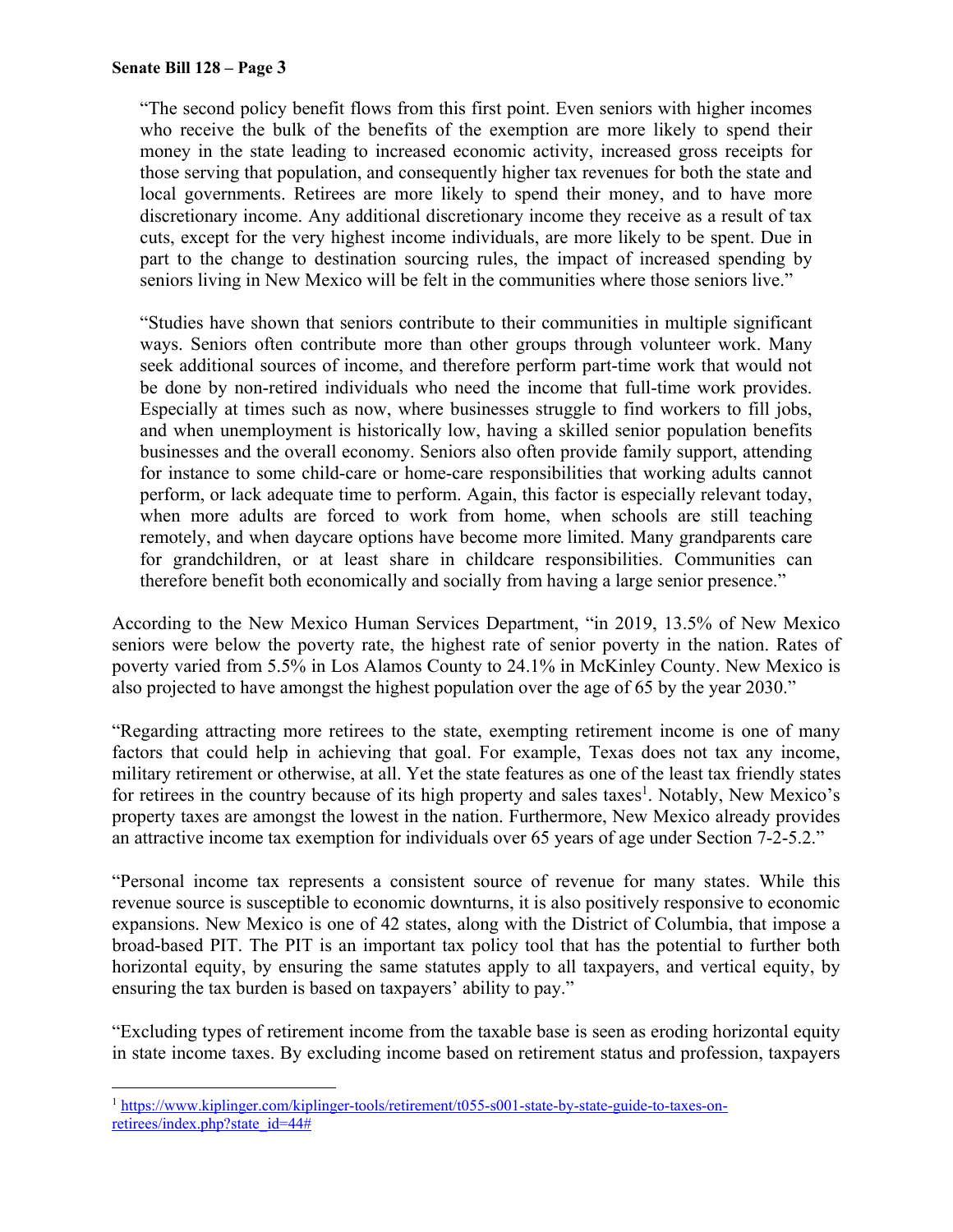"The second policy benefit flows from this first point. Even seniors with higher incomes who receive the bulk of the benefits of the exemption are more likely to spend their money in the state leading to increased economic activity, increased gross receipts for those serving that population, and consequently higher tax revenues for both the state and local governments. Retirees are more likely to spend their money, and to have more discretionary income. Any additional discretionary income they receive as a result of tax cuts, except for the very highest income individuals, are more likely to be spent. Due in part to the change to destination sourcing rules, the impact of increased spending by seniors living in New Mexico will be felt in the communities where those seniors live."

"Studies have shown that seniors contribute to their communities in multiple significant ways. Seniors often contribute more than other groups through volunteer work. Many seek additional sources of income, and therefore perform part-time work that would not be done by non-retired individuals who need the income that full-time work provides. Especially at times such as now, where businesses struggle to find workers to fill jobs, and when unemployment is historically low, having a skilled senior population benefits businesses and the overall economy. Seniors also often provide family support, attending for instance to some child-care or home-care responsibilities that working adults cannot perform, or lack adequate time to perform. Again, this factor is especially relevant today, when more adults are forced to work from home, when schools are still teaching remotely, and when daycare options have become more limited. Many grandparents care for grandchildren, or at least share in childcare responsibilities. Communities can therefore benefit both economically and socially from having a large senior presence."

According to the New Mexico Human Services Department, "in 2019, 13.5% of New Mexico seniors were below the poverty rate, the highest rate of senior poverty in the nation. Rates of poverty varied from 5.5% in Los Alamos County to 24.1% in McKinley County. New Mexico is also projected to have amongst the highest population over the age of 65 by the year 2030."

"Regarding attracting more retirees to the state, exempting retirement income is one of many factors that could help in achieving that goal. For example, Texas does not tax any income, military retirement or otherwise, at all. Yet the state features as one of the least tax friendly states for retirees in the country because of its high property and sales taxes[1]. Notably, New Mexico's property taxes are amongst the lowest in the nation. Furthermore, New Mexico already provides an attractive income tax exemption for individuals over 65 years of age under Section 7-2-5.2."

"Personal income tax represents a consistent source of revenue for many states. While this revenue source is susceptible to economic downturns, it is also positively responsive to economic expansions. New Mexico is one of 42 states, along with the District of Columbia, that impose a broad-based PIT. The PIT is an important tax policy tool that has the potential to further both horizontal equity, by ensuring the same statutes apply to all taxpayers, and vertical equity, by ensuring the tax burden is based on taxpayers' ability to pay."

"Excluding types of retirement income from the taxable base is seen as eroding horizontal equity in state income taxes. By excluding income based on retirement status and profession, taxpayers

[1] https://www.kiplinger.com/kiplinger-tools/retirement/t055-s001-state-by-state-guide-to-taxes-on-retirees/index.php?state_id=44#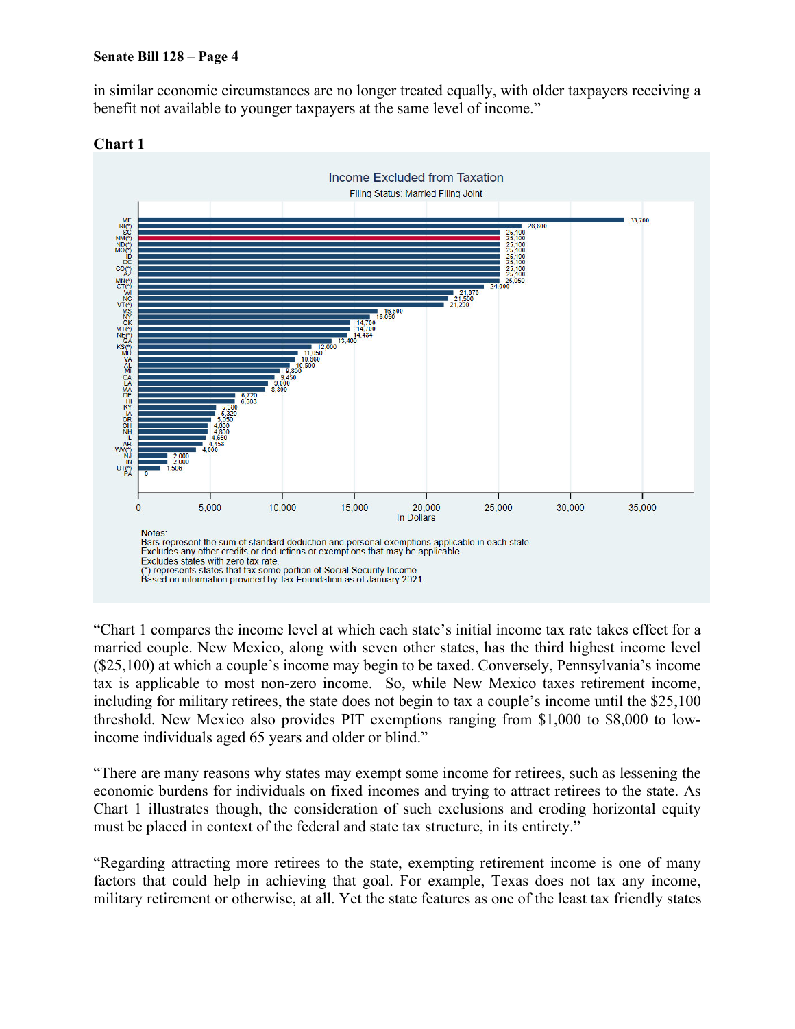in similar economic circumstances are no longer treated equally, with older taxpayers receiving a benefit not available to younger taxpayers at the same level of income."

**Chart 1**

**Income Excluded from Taxation**

Filing Status: Married Filing Joint

| State | In Dollars |
|---|---|
| ME | 33,700 |
| RI(*) | 26,600 |
| SC | 25,100 |
| NM(*) | 25,100 |
| ND(*) | 25,100 |
| MO(*) | 25,100 |
| ID | 25,100 |
| DC | 25,100 |
| CO(*) | 25,100 |
| AZ | 25,100 |
| MN(*) | 25,050 |
| CT(*) | 24,000 |
| WI | 21,870 |
| NC | 21,500 |
| VT(*) | 21,200 |
| MS | 16,600 |
| NY | 16,050 |
| OK | 14,700 |
| MT(*) | 14,700 |
| NE(*) | 14,484 |
| GA | 13,400 |
| KS(*) | 12,000 |
| MD | 11,050 |
| VA | 10,860 |
| AL | 10,500 |
| MI | 9,800 |
| CA | 9,450 |
| LA | 9,000 |
| MA | 8,800 |
| DE | 6,720 |
| HI | 6,688 |
| KY | 5,380 |
| IA | 5,320 |
| OR | 5,050 |
| OH | 4,800 |
| NH | 4,800 |
| IL | 4,650 |
| AR | 4,458 |
| WV(*) | 4,000 |
| NJ | 2,000 |
| IN | 2,000 |
| UT(*) | 1,506 |
| PA | 0 |

Notes:
Bars represent the sum of standard deduction and personal exemptions applicable in each state
Excludes any other credits or deductions or exemptions that may be applicable.
Excludes states with zero tax rate.
(*) represents states that tax some portion of Social Security Income
Based on information provided by Tax Foundation as of January 2021.

"Chart 1 compares the income level at which each state's initial income tax rate takes effect for a married couple. New Mexico, along with seven other states, has the third highest income level ($25,100) at which a couple's income may begin to be taxed. Conversely, Pennsylvania's income tax is applicable to most non-zero income. So, while New Mexico taxes retirement income, including for military retirees, the state does not begin to tax a couple's income until the $25,100 threshold. New Mexico also provides PIT exemptions ranging from $1,000 to $8,000 to low-income individuals aged 65 years and older or blind."

"There are many reasons why states may exempt some income for retirees, such as lessening the economic burdens for individuals on fixed incomes and trying to attract retirees to the state. As Chart 1 illustrates though, the consideration of such exclusions and eroding horizontal equity must be placed in context of the federal and state tax structure, in its entirety."

"Regarding attracting more retirees to the state, exempting retirement income is one of many factors that could help in achieving that goal. For example, Texas does not tax any income, military retirement or otherwise, at all. Yet the state features as one of the least tax friendly states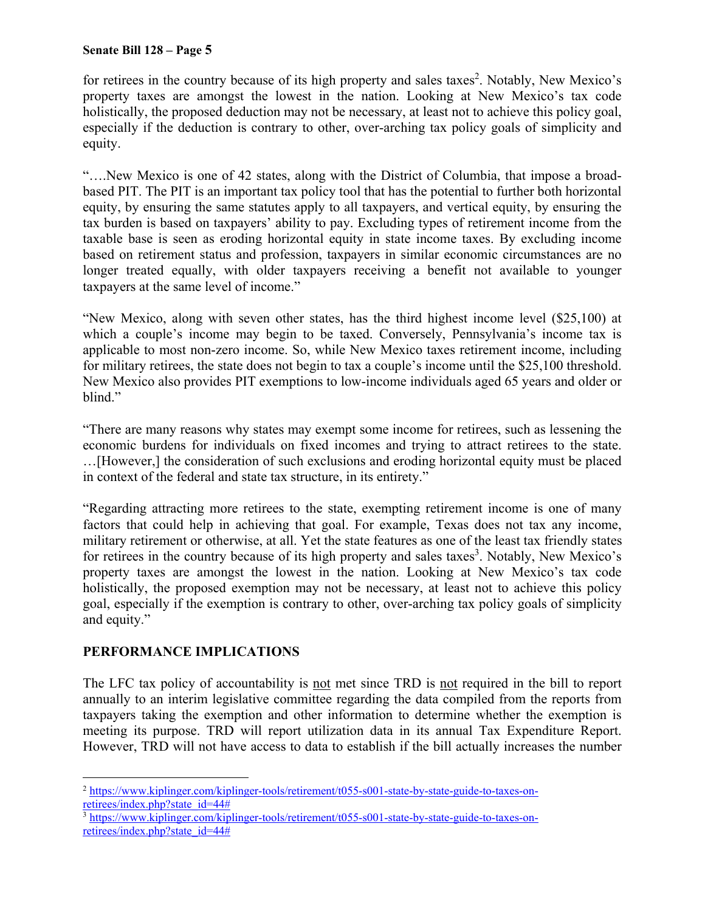for retirees in the country because of its high property and sales taxes[2]. Notably, New Mexico's property taxes are amongst the lowest in the nation. Looking at New Mexico's tax code holistically, the proposed deduction may not be necessary, at least not to achieve this policy goal, especially if the deduction is contrary to other, over-arching tax policy goals of simplicity and equity.

"….New Mexico is one of 42 states, along with the District of Columbia, that impose a broad-based PIT. The PIT is an important tax policy tool that has the potential to further both horizontal equity, by ensuring the same statutes apply to all taxpayers, and vertical equity, by ensuring the tax burden is based on taxpayers' ability to pay. Excluding types of retirement income from the taxable base is seen as eroding horizontal equity in state income taxes. By excluding income based on retirement status and profession, taxpayers in similar economic circumstances are no longer treated equally, with older taxpayers receiving a benefit not available to younger taxpayers at the same level of income."

"New Mexico, along with seven other states, has the third highest income level ($25,100) at which a couple's income may begin to be taxed. Conversely, Pennsylvania's income tax is applicable to most non-zero income. So, while New Mexico taxes retirement income, including for military retirees, the state does not begin to tax a couple's income until the $25,100 threshold. New Mexico also provides PIT exemptions to low-income individuals aged 65 years and older or blind."

"There are many reasons why states may exempt some income for retirees, such as lessening the economic burdens for individuals on fixed incomes and trying to attract retirees to the state. …[However,] the consideration of such exclusions and eroding horizontal equity must be placed in context of the federal and state tax structure, in its entirety."

"Regarding attracting more retirees to the state, exempting retirement income is one of many factors that could help in achieving that goal. For example, Texas does not tax any income, military retirement or otherwise, at all. Yet the state features as one of the least tax friendly states for retirees in the country because of its high property and sales taxes[3]. Notably, New Mexico's property taxes are amongst the lowest in the nation. Looking at New Mexico's tax code holistically, the proposed exemption may not be necessary, at least not to achieve this policy goal, especially if the exemption is contrary to other, over-arching tax policy goals of simplicity and equity."

## PERFORMANCE IMPLICATIONS

The LFC tax policy of accountability is not met since TRD is not required in the bill to report annually to an interim legislative committee regarding the data compiled from the reports from taxpayers taking the exemption and other information to determine whether the exemption is meeting its purpose. TRD will report utilization data in its annual Tax Expenditure Report. However, TRD will not have access to data to establish if the bill actually increases the number

---

[2] https://www.kiplinger.com/kiplinger-tools/retirement/t055-s001-state-by-state-guide-to-taxes-on-retirees/index.php?state_id=44#

[3] https://www.kiplinger.com/kiplinger-tools/retirement/t055-s001-state-by-state-guide-to-taxes-on-retirees/index.php?state_id=44#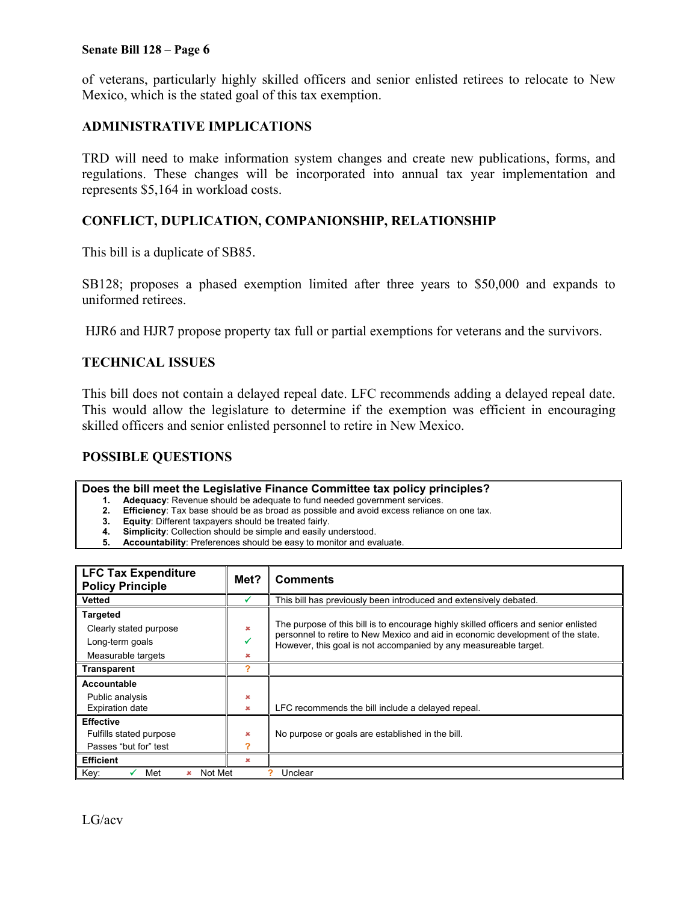of veterans, particularly highly skilled officers and senior enlisted retirees to relocate to New Mexico, which is the stated goal of this tax exemption.

## ADMINISTRATIVE IMPLICATIONS

TRD will need to make information system changes and create new publications, forms, and regulations. These changes will be incorporated into annual tax year implementation and represents $5,164 in workload costs.

## CONFLICT, DUPLICATION, COMPANIONSHIP, RELATIONSHIP

This bill is a duplicate of SB85.

SB128; proposes a phased exemption limited after three years to $50,000 and expands to uniformed retirees.

HJR6 and HJR7 propose property tax full or partial exemptions for veterans and the survivors.

## TECHNICAL ISSUES

This bill does not contain a delayed repeal date. LFC recommends adding a delayed repeal date. This would allow the legislature to determine if the exemption was efficient in encouraging skilled officers and senior enlisted personnel to retire in New Mexico.

## POSSIBLE QUESTIONS

**Does the bill meet the Legislative Finance Committee tax policy principles?**

1. **Adequacy**: Revenue should be adequate to fund needed government services.
2. **Efficiency**: Tax base should be as broad as possible and avoid excess reliance on one tax.
3. **Equity**: Different taxpayers should be treated fairly.
4. **Simplicity**: Collection should be simple and easily understood.
5. **Accountability**: Preferences should be easy to monitor and evaluate.

| LFC Tax Expenditure Policy Principle | Met? | Comments |
|---|---|---|
| **Vetted** | ✓ | This bill has previously been introduced and extensively debated. |
| **Targeted** | | The purpose of this bill is to encourage highly skilled officers and senior enlisted personnel to retire to New Mexico and aid in economic development of the state. However, this goal is not accompanied by any measureable target. |
| Clearly stated purpose | ✗ | |
| Long-term goals | ✓ | |
| Measurable targets | ✗ | |
| **Transparent** | ? | |
| **Accountable** | | |
| Public analysis | ✗ | |
| Expiration date | ✗ | LFC recommends the bill include a delayed repeal. |
| **Effective** | | |
| Fulfills stated purpose | ✗ | No purpose or goals are established in the bill. |
| Passes "but for" test | ? | |
| **Efficient** | ✗ | |

Key: ✓ Met ✗ Not Met ? Unclear

LG/acv